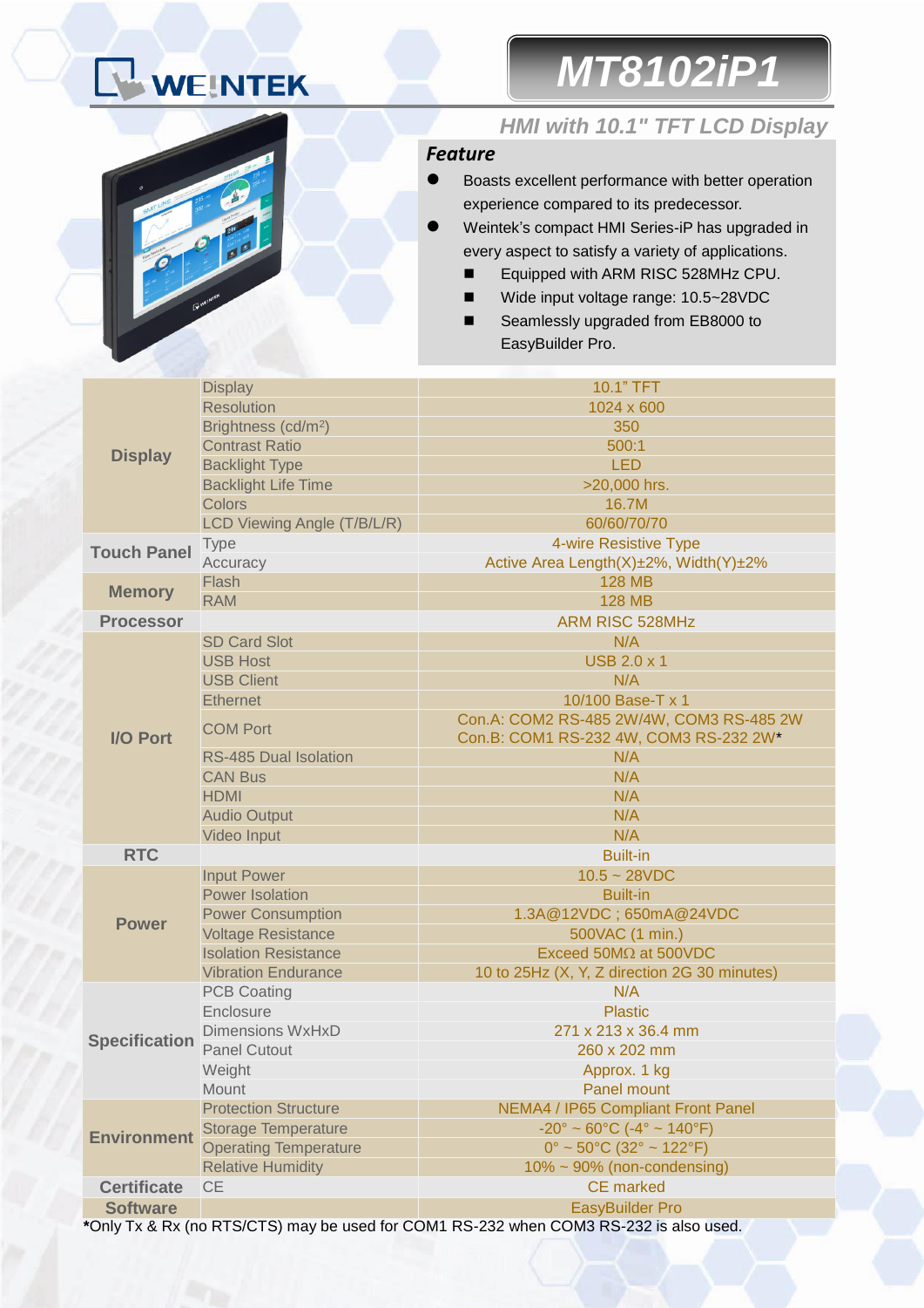WEINTEK

# MT8102iP1

## HMI with 10.1" TFT LCD Display

### Feature

- Boasts excellent performance with better operation experience compared to its predecessor.
- Weintek's compact HMI Series-iP has upgraded in every aspect to satisfy a variety of applications.
  - Equipped with ARM RISC 528MHz CPU.
  - Wide input voltage range: 10.5~28VDC
  - Seamlessly upgraded from EB8000 to EasyBuilder Pro.

| | | |
|---|---|---|
| **Display** | Display | 10.1" TFT |
| | Resolution | 1024 x 600 |
| | Brightness (cd/m²) | 350 |
| | Contrast Ratio | 500:1 |
| | Backlight Type | LED |
| | Backlight Life Time | >20,000 hrs. |
| | Colors | 16.7M |
| | LCD Viewing Angle (T/B/L/R) | 60/60/70/70 |
| **Touch Panel** | Type | 4-wire Resistive Type |
| | Accuracy | Active Area Length(X)±2%, Width(Y)±2% |
| **Memory** | Flash | 128 MB |
| | RAM | 128 MB |
| **Processor** | | ARM RISC 528MHz |
| **I/O Port** | SD Card Slot | N/A |
| | USB Host | USB 2.0 x 1 |
| | USB Client | N/A |
| | Ethernet | 10/100 Base-T x 1 |
| | COM Port | Con.A: COM2 RS-485 2W/4W, COM3 RS-485 2W<br>Con.B: COM1 RS-232 4W, COM3 RS-232 2W* |
| | RS-485 Dual Isolation | N/A |
| | CAN Bus | N/A |
| | HDMI | N/A |
| | Audio Output | N/A |
| | Video Input | N/A |
| **RTC** | | Built-in |
| **Power** | Input Power | 10.5 ~ 28VDC |
| | Power Isolation | Built-in |
| | Power Consumption | 1.3A@12VDC ; 650mA@24VDC |
| | Voltage Resistance | 500VAC (1 min.) |
| | Isolation Resistance | Exceed 50MΩ at 500VDC |
| | Vibration Endurance | 10 to 25Hz (X, Y, Z direction 2G 30 minutes) |
| **Specification** | PCB Coating | N/A |
| | Enclosure | Plastic |
| | Dimensions WxHxD | 271 x 213 x 36.4 mm |
| | Panel Cutout | 260 x 202 mm |
| | Weight | Approx. 1 kg |
| | Mount | Panel mount |
| **Environment** | Protection Structure | NEMA4 / IP65 Compliant Front Panel |
| | Storage Temperature | -20° ~ 60°C (-4° ~ 140°F) |
| | Operating Temperature | 0° ~ 50°C (32° ~ 122°F) |
| | Relative Humidity | 10% ~ 90% (non-condensing) |
| **Certificate** | CE | CE marked |
| **Software** | | EasyBuilder Pro |

*Only Tx & Rx (no RTS/CTS) may be used for COM1 RS-232 when COM3 RS-232 is also used.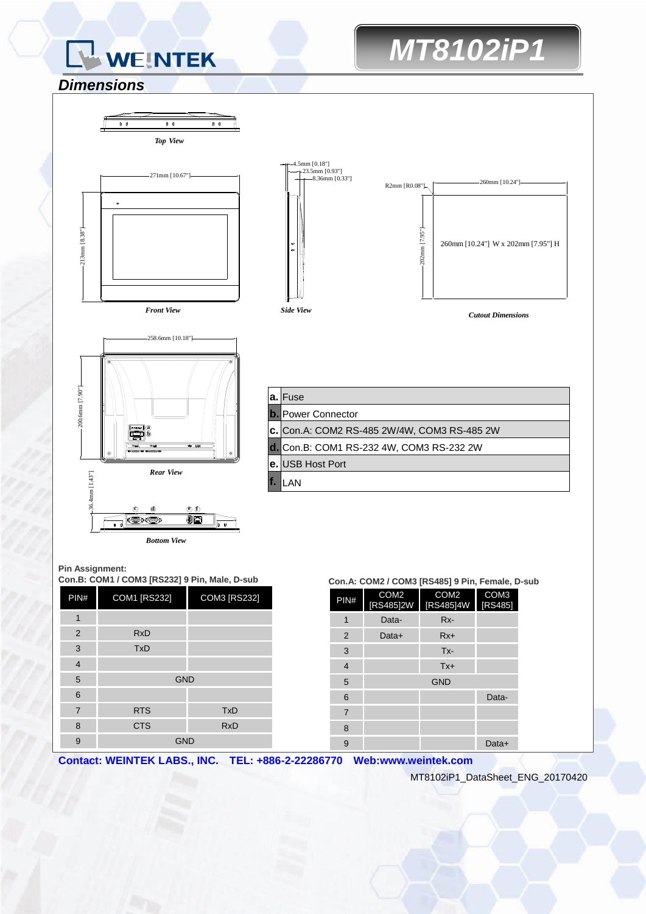# Dimensions

Top View

271mm [10.67"]

213mm [8.38"]

Front View

4.5mm [0.18"]
23.5mm [0.93"]
8.36mm [0.33"]

Side View

R2mm [R0.08"]

260mm [10.24"]

202mm [7.95"]

260mm [10.24"] W x 202mm [7.95"] H

Cutout Dimensions

258.6mm [10.18"]

200.6mm [7.90"]

Rear View

36.4mm [1.43"]

Bottom View

| | |
|---|---|
| **a.** | Fuse |
| **b.** | Power Connector |
| **c.** | Con.A: COM2 RS-485 2W/4W, COM3 RS-485 2W |
| **d.** | Con.B: COM1 RS-232 4W, COM3 RS-232 2W |
| **e.** | USB Host Port |
| **f.** | LAN |

**Pin Assignment:**

**Con.B: COM1 / COM3 [RS232] 9 Pin, Male, D-sub**

| PIN# | COM1 [RS232] | COM3 [RS232] |
|---|---|---|
| 1 | | |
| 2 | RxD | |
| 3 | TxD | |
| 4 | | |
| 5 | GND | |
| 6 | | |
| 7 | RTS | TxD |
| 8 | CTS | RxD |
| 9 | GND | |

**Con.A: COM2 / COM3 [RS485] 9 Pin, Female, D-sub**

| PIN# | COM2 [RS485]2W | COM2 [RS485]4W | COM3 [RS485] |
|---|---|---|---|
| 1 | Data- | Rx- | |
| 2 | Data+ | Rx+ | |
| 3 | | Tx- | |
| 4 | | Tx+ | |
| 5 | GND | | |
| 6 | | | Data- |
| 7 | | | |
| 8 | | | |
| 9 | | | Data+ |

**Contact: WEINTEK LABS., INC. TEL: +886-2-22286770 Web:www.weintek.com**

MT8102iP1_DataSheet_ENG_20170420